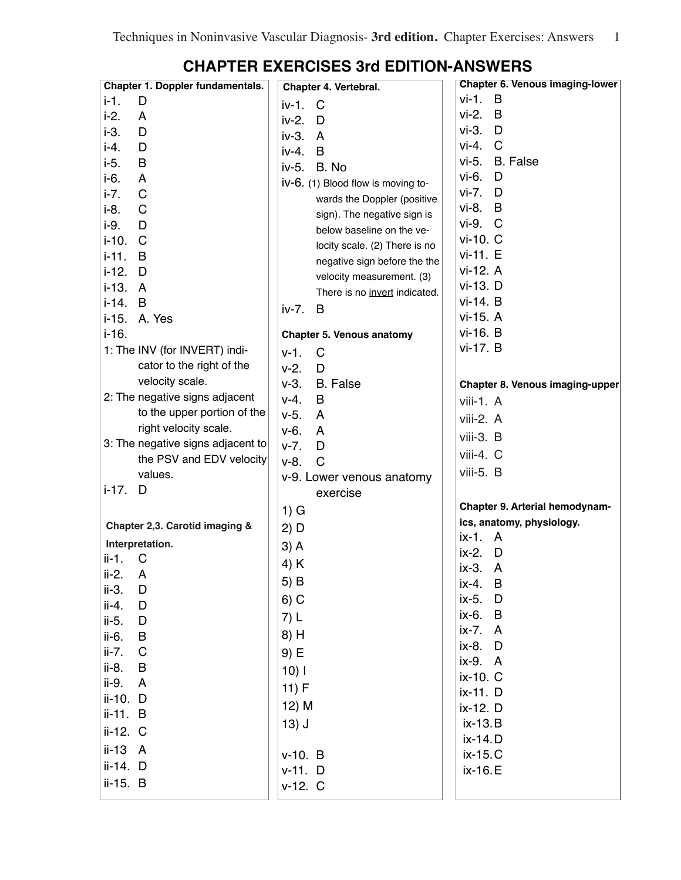# CHAPTER EXERCISES 3rd EDITION-ANSWERS

**Chapter 1. Doppler fundamentals.**

i-1. D
i-2. A
i-3. D
i-4. D
i-5. B
i-6. A
i-7. C
i-8. C
i-9. D
i-10. C
i-11. B
i-12. D
i-13. A
i-14. B
i-15. A. Yes
i-16.
1: The INV (for INVERT) indicator to the right of the velocity scale.
2: The negative signs adjacent to the upper portion of the right velocity scale.
3: The negative signs adjacent to the PSV and EDV velocity values.
i-17. D

**Chapter 2,3. Carotid imaging & Interpretation.**

ii-1. C
ii-2. A
ii-3. D
ii-4. D
ii-5. D
ii-6. B
ii-7. C
ii-8. B
ii-9. A
ii-10. D
ii-11. B
ii-12. C
ii-13 A
ii-14. D
ii-15. B

**Chapter 4. Vertebral.**

iv-1. C
iv-2. D
iv-3. A
iv-4. B
iv-5. B. No
iv-6. (1) Blood flow is moving towards the Doppler (positive sign). The negative sign is below baseline on the velocity scale. (2) There is no negative sign before the the velocity measurement. (3) There is no <u>invert</u> indicated.
iv-7. B

**Chapter 5. Venous anatomy**

v-1. C
v-2. D
v-3. B. False
v-4. B
v-5. A
v-6. A
v-7. D
v-8. C
v-9. Lower venous anatomy exercise
1) G
2) D
3) A
4) K
5) B
6) C
7) L
8) H
9) E
10) I
11) F
12) M
13) J

v-10. B
v-11. D
v-12. C

**Chapter 6. Venous imaging-lower**

vi-1. B
vi-2. B
vi-3. D
vi-4. C
vi-5. B. False
vi-6. D
vi-7. D
vi-8. B
vi-9. C
vi-10. C
vi-11. E
vi-12. A
vi-13. D
vi-14. B
vi-15. A
vi-16. B
vi-17. B

**Chapter 8. Venous imaging-upper**

viii-1. A
viii-2. A
viii-3. B
viii-4. C
viii-5. B

**Chapter 9. Arterial hemodynamics, anatomy, physiology.**

ix-1. A
ix-2. D
ix-3. A
ix-4. B
ix-5. D
ix-6. B
ix-7. A
ix-8. D
ix-9. A
ix-10. C
ix-11. D
ix-12. D
ix-13. B
ix-14. D
ix-15. C
ix-16. E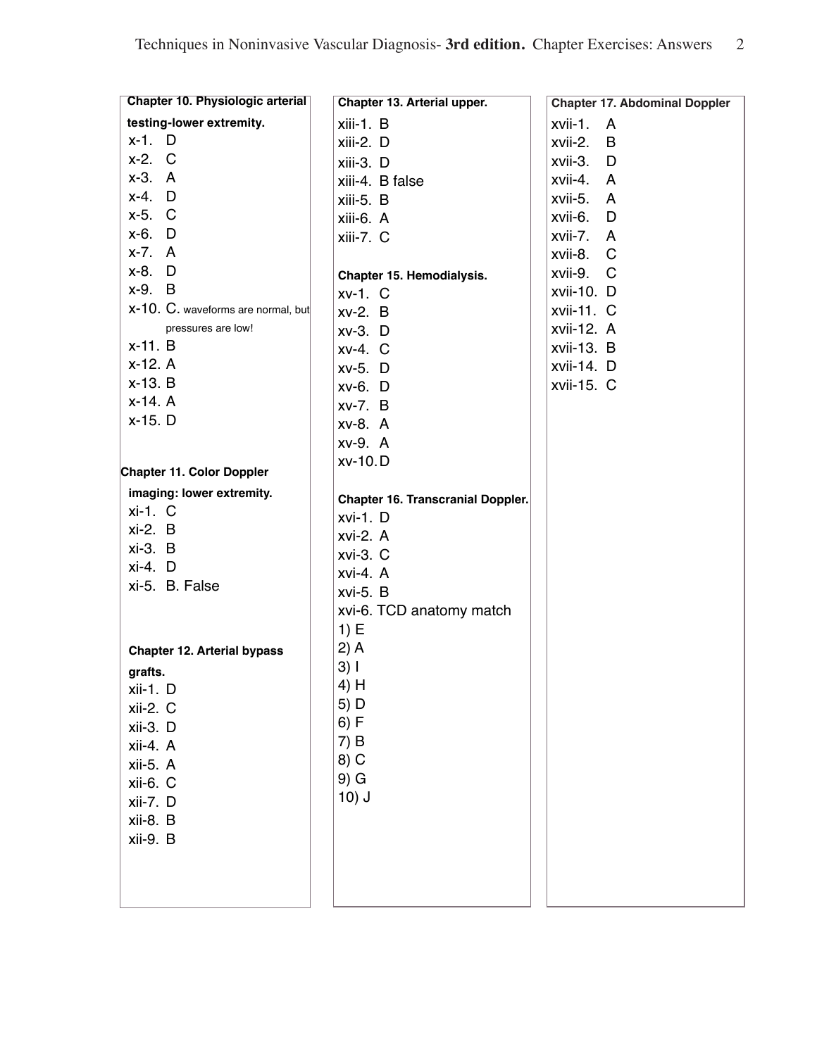**Chapter 10. Physiologic arterial testing-lower extremity.**

x-1. D
x-2. C
x-3. A
x-4. D
x-5. C
x-6. D
x-7. A
x-8. D
x-9. B
x-10. C. waveforms are normal, but pressures are low!
x-11. B
x-12. A
x-13. B
x-14. A
x-15. D

**Chapter 11. Color Doppler imaging: lower extremity.**

xi-1. C
xi-2. B
xi-3. B
xi-4. D
xi-5. B. False

**Chapter 12. Arterial bypass grafts.**

xii-1. D
xii-2. C
xii-3. D
xii-4. A
xii-5. A
xii-6. C
xii-7. D
xii-8. B
xii-9. B

**Chapter 13. Arterial upper.**

xiii-1. B
xiii-2. D
xiii-3. D
xiii-4. B false
xiii-5. B
xiii-6. A
xiii-7. C

**Chapter 15. Hemodialysis.**

xv-1. C
xv-2. B
xv-3. D
xv-4. C
xv-5. D
xv-6. D
xv-7. B
xv-8. A
xv-9. A
xv-10. D

**Chapter 16. Transcranial Doppler.**

xvi-1. D
xvi-2. A
xvi-3. C
xvi-4. A
xvi-5. B
xvi-6. TCD anatomy match
1) E
2) A
3) I
4) H
5) D
6) F
7) B
8) C
9) G
10) J

**Chapter 17. Abdominal Doppler**

xvii-1. A
xvii-2. B
xvii-3. D
xvii-4. A
xvii-5. A
xvii-6. D
xvii-7. A
xvii-8. C
xvii-9. C
xvii-10. D
xvii-11. C
xvii-12. A
xvii-13. B
xvii-14. D
xvii-15. C